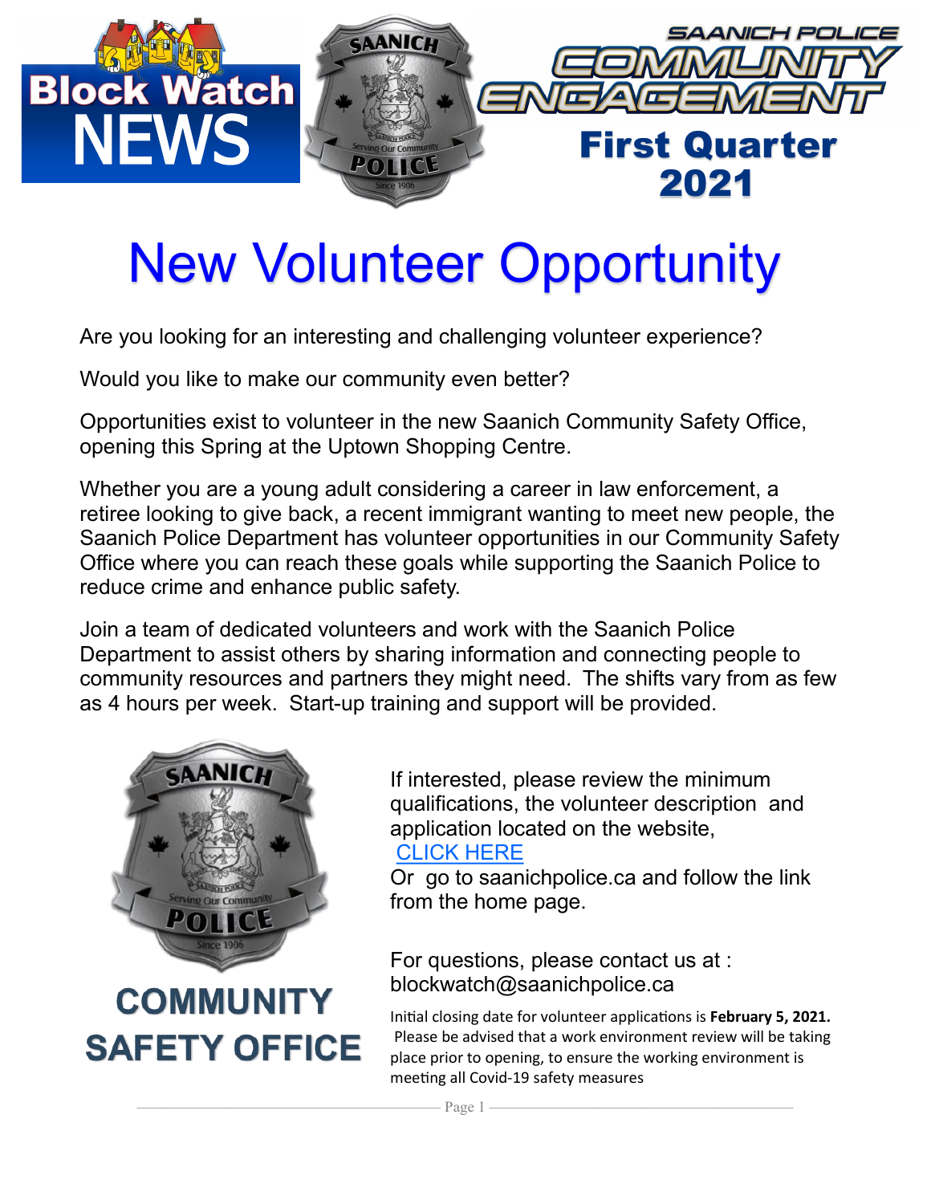Block Watch NEWS

SAANICH POLICE COMMUNITY ENGAGEMENT

First Quarter 2021

# New Volunteer Opportunity

Are you looking for an interesting and challenging volunteer experience?

Would you like to make our community even better?

Opportunities exist to volunteer in the new Saanich Community Safety Office, opening this Spring at the Uptown Shopping Centre.

Whether you are a young adult considering a career in law enforcement, a retiree looking to give back, a recent immigrant wanting to meet new people, the Saanich Police Department has volunteer opportunities in our Community Safety Office where you can reach these goals while supporting the Saanich Police to reduce crime and enhance public safety.

Join a team of dedicated volunteers and work with the Saanich Police Department to assist others by sharing information and connecting people to community resources and partners they might need. The shifts vary from as few as 4 hours per week. Start-up training and support will be provided.

**COMMUNITY SAFETY OFFICE**

If interested, please review the minimum qualifications, the volunteer description and application located on the website, CLICK HERE
Or go to saanichpolice.ca and follow the link from the home page.

For questions, please contact us at : blockwatch@saanichpolice.ca

Initial closing date for volunteer applications is **February 5, 2021.** Please be advised that a work environment review will be taking place prior to opening, to ensure the working environment is meeting all Covid-19 safety measures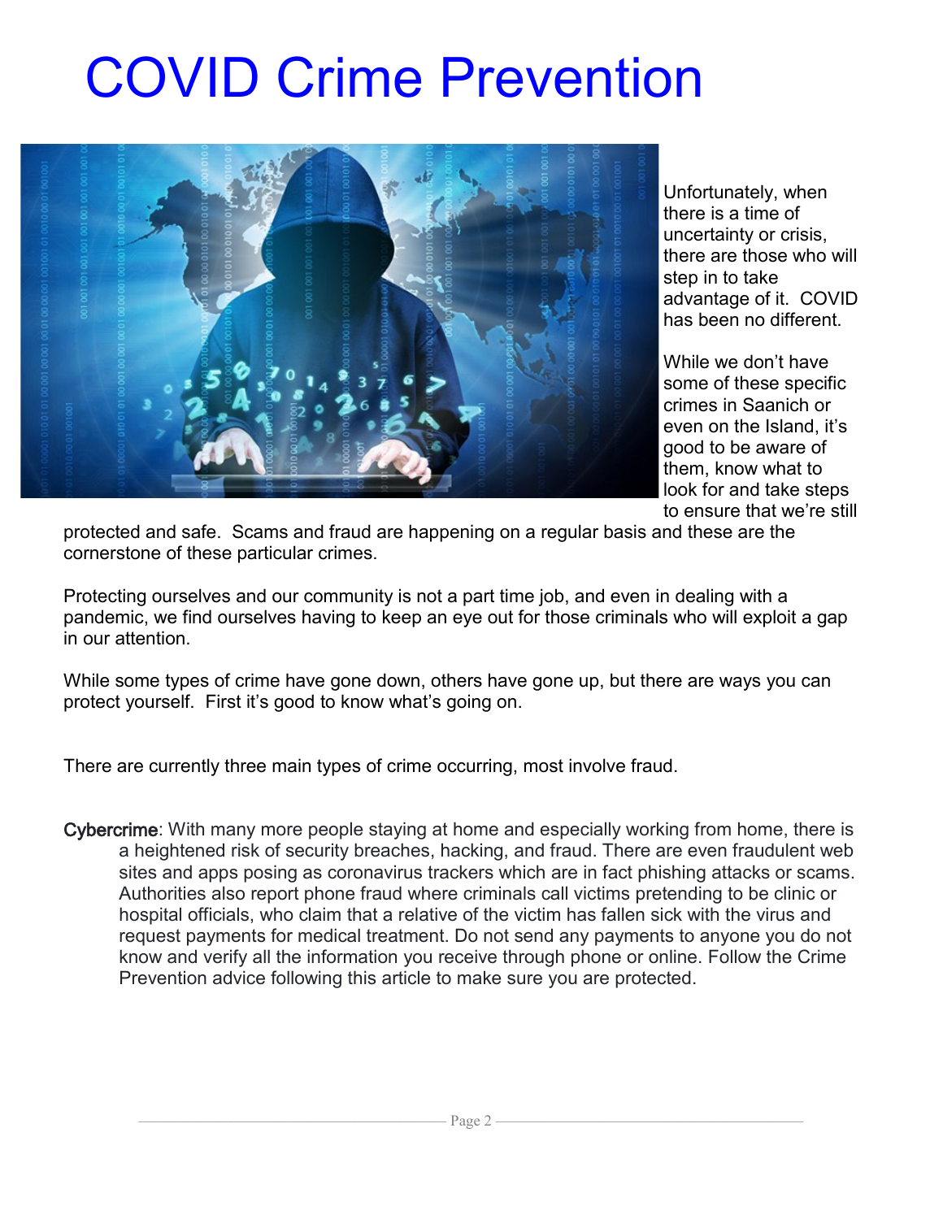# COVID Crime Prevention

Unfortunately, when there is a time of uncertainty or crisis, there are those who will step in to take advantage of it. COVID has been no different.

While we don't have some of these specific crimes in Saanich or even on the Island, it's good to be aware of them, know what to look for and take steps to ensure that we're still protected and safe. Scams and fraud are happening on a regular basis and these are the cornerstone of these particular crimes.

Protecting ourselves and our community is not a part time job, and even in dealing with a pandemic, we find ourselves having to keep an eye out for those criminals who will exploit a gap in our attention.

While some types of crime have gone down, others have gone up, but there are ways you can protect yourself. First it's good to know what's going on.

There are currently three main types of crime occurring, most involve fraud.

**Cybercrime**: With many more people staying at home and especially working from home, there is a heightened risk of security breaches, hacking, and fraud. There are even fraudulent web sites and apps posing as coronavirus trackers which are in fact phishing attacks or scams. Authorities also report phone fraud where criminals call victims pretending to be clinic or hospital officials, who claim that a relative of the victim has fallen sick with the virus and request payments for medical treatment. Do not send any payments to anyone you do not know and verify all the information you receive through phone or online. Follow the Crime Prevention advice following this article to make sure you are protected.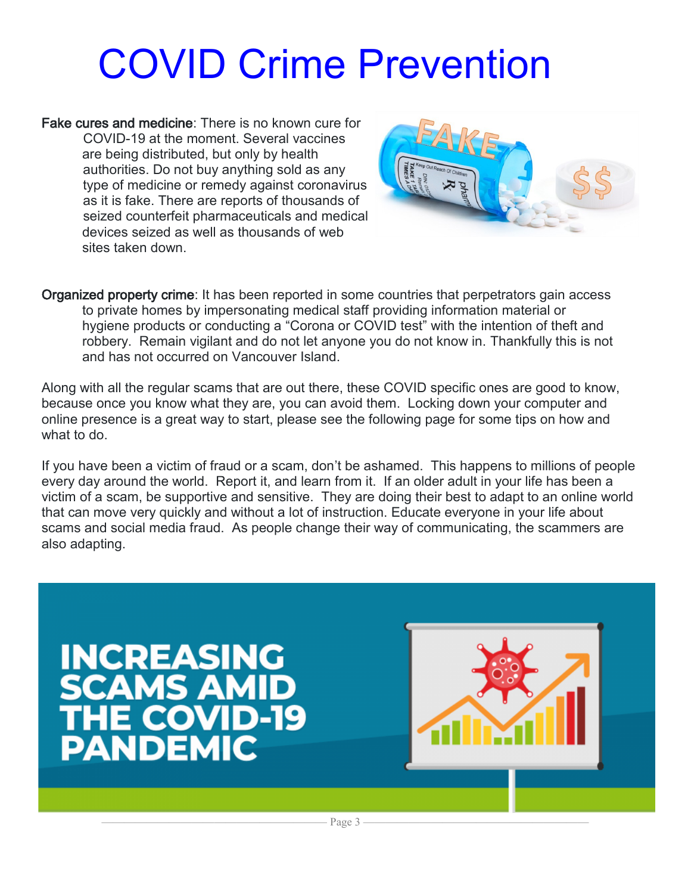# COVID Crime Prevention

**Fake cures and medicine**: There is no known cure for COVID-19 at the moment. Several vaccines are being distributed, but only by health authorities. Do not buy anything sold as any type of medicine or remedy against coronavirus as it is fake. There are reports of thousands of seized counterfeit pharmaceuticals and medical devices seized as well as thousands of web sites taken down.

**Organized property crime**: It has been reported in some countries that perpetrators gain access to private homes by impersonating medical staff providing information material or hygiene products or conducting a "Corona or COVID test" with the intention of theft and robbery. Remain vigilant and do not let anyone you do not know in. Thankfully this is not and has not occurred on Vancouver Island.

Along with all the regular scams that are out there, these COVID specific ones are good to know, because once you know what they are, you can avoid them. Locking down your computer and online presence is a great way to start, please see the following page for some tips on how and what to do.

If you have been a victim of fraud or a scam, don't be ashamed. This happens to millions of people every day around the world. Report it, and learn from it. If an older adult in your life has been a victim of a scam, be supportive and sensitive. They are doing their best to adapt to an online world that can move very quickly and without a lot of instruction. Educate everyone in your life about scams and social media fraud. As people change their way of communicating, the scammers are also adapting.

**INCREASING SCAMS AMID THE COVID-19 PANDEMIC**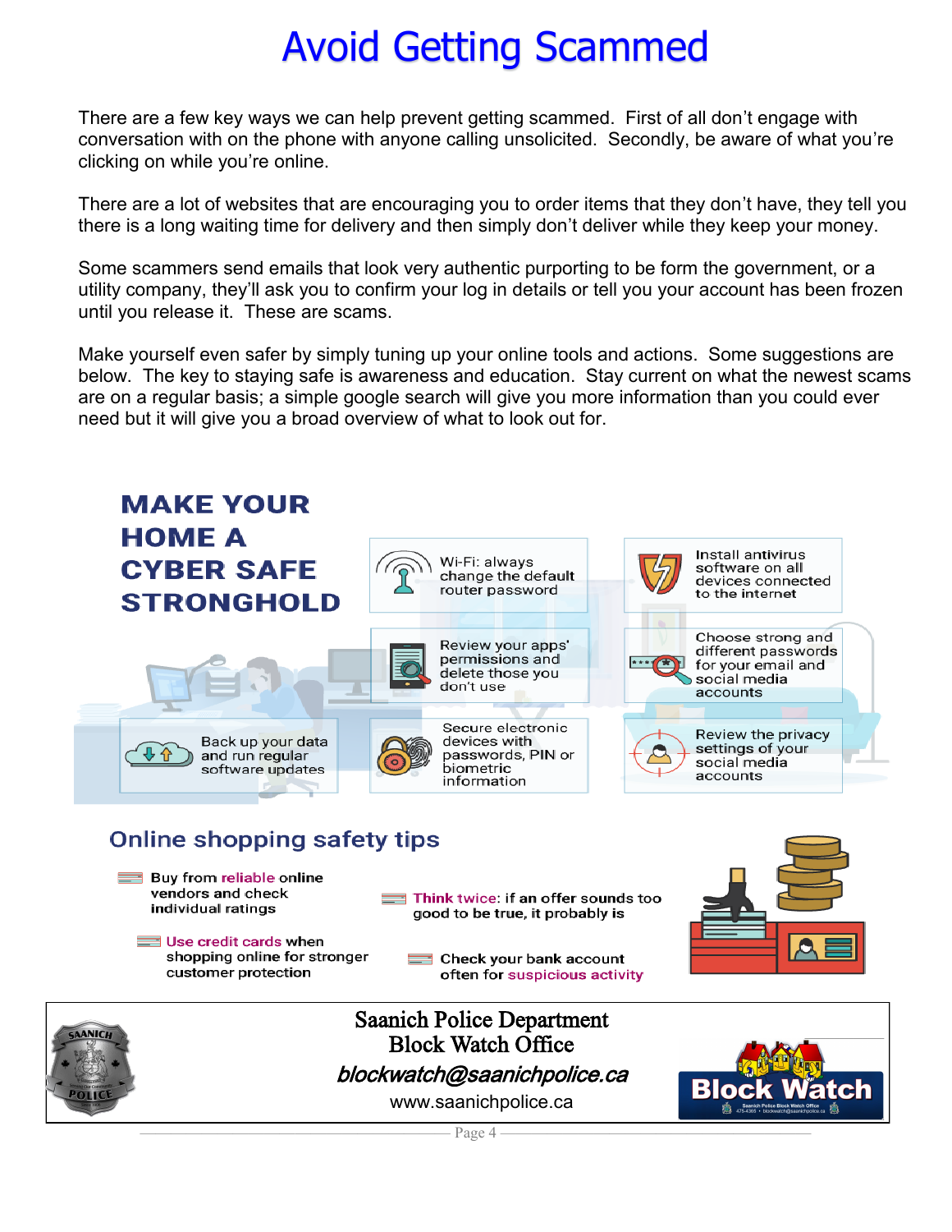# Avoid Getting Scammed

There are a few key ways we can help prevent getting scammed. First of all don't engage with conversation with on the phone with anyone calling unsolicited. Secondly, be aware of what you're clicking on while you're online.

There are a lot of websites that are encouraging you to order items that they don't have, they tell you there is a long waiting time for delivery and then simply don't deliver while they keep your money.

Some scammers send emails that look very authentic purporting to be form the government, or a utility company, they'll ask you to confirm your log in details or tell you your account has been frozen until you release it. These are scams.

Make yourself even safer by simply tuning up your online tools and actions. Some suggestions are below. The key to staying safe is awareness and education. Stay current on what the newest scams are on a regular basis; a simple google search will give you more information than you could ever need but it will give you a broad overview of what to look out for.

## MAKE YOUR HOME A CYBER SAFE STRONGHOLD

- Wi-Fi: always change the default router password
- Install antivirus software on all devices connected to the internet
- Review your apps' permissions and delete those you don't use
- Choose strong and different passwords for your email and social media accounts
- Back up your data and run regular software updates
- Secure electronic devices with passwords, PIN or biometric information
- Review the privacy settings of your social media accounts

## Online shopping safety tips

- Buy from reliable online vendors and check individual ratings
- Use credit cards when shopping online for stronger customer protection
- Think twice: if an offer sounds too good to be true, it probably is
- Check your bank account often for suspicious activity

Saanich Police Department
Block Watch Office
*blockwatch@saanichpolice.ca*
www.saanichpolice.ca